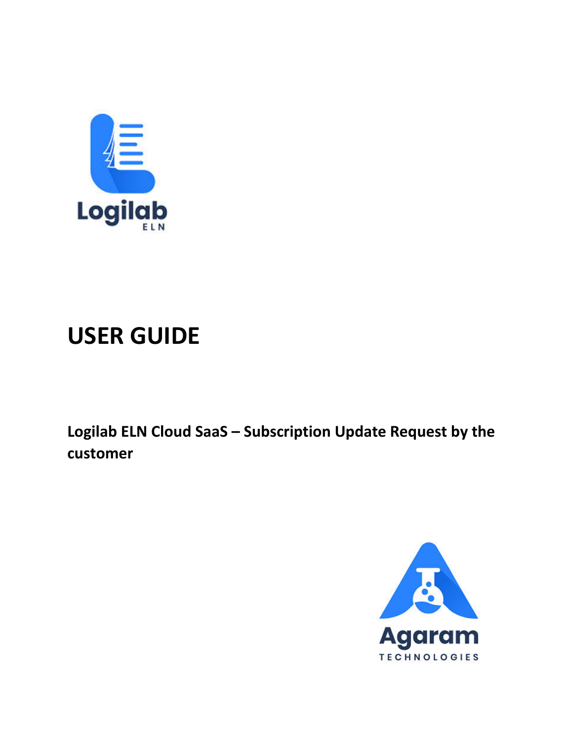Logilab
ELN

# USER GUIDE

**Logilab ELN Cloud SaaS – Subscription Update Request by the customer**

Agaram
TECHNOLOGIES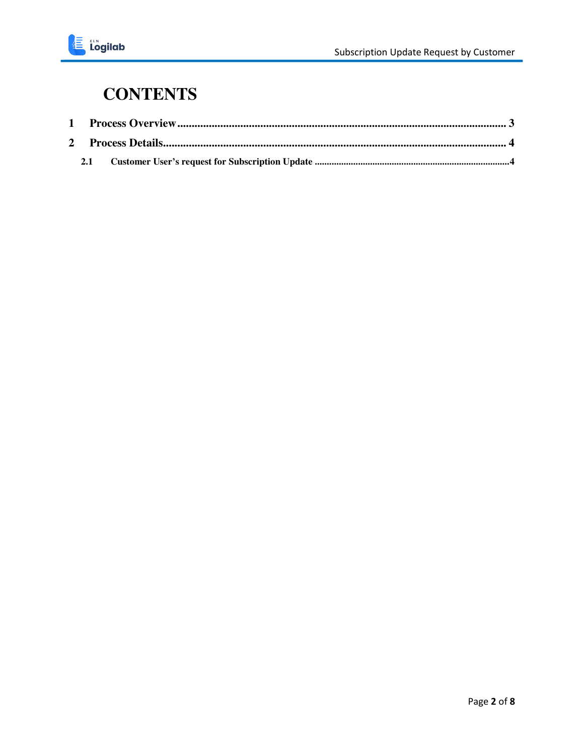# CONTENTS

1 Process Overview ........................................................................................................ 3

2 Process Details.............................................................................................................. 4

  2.1 Customer User's request for Subscription Update ........................................................4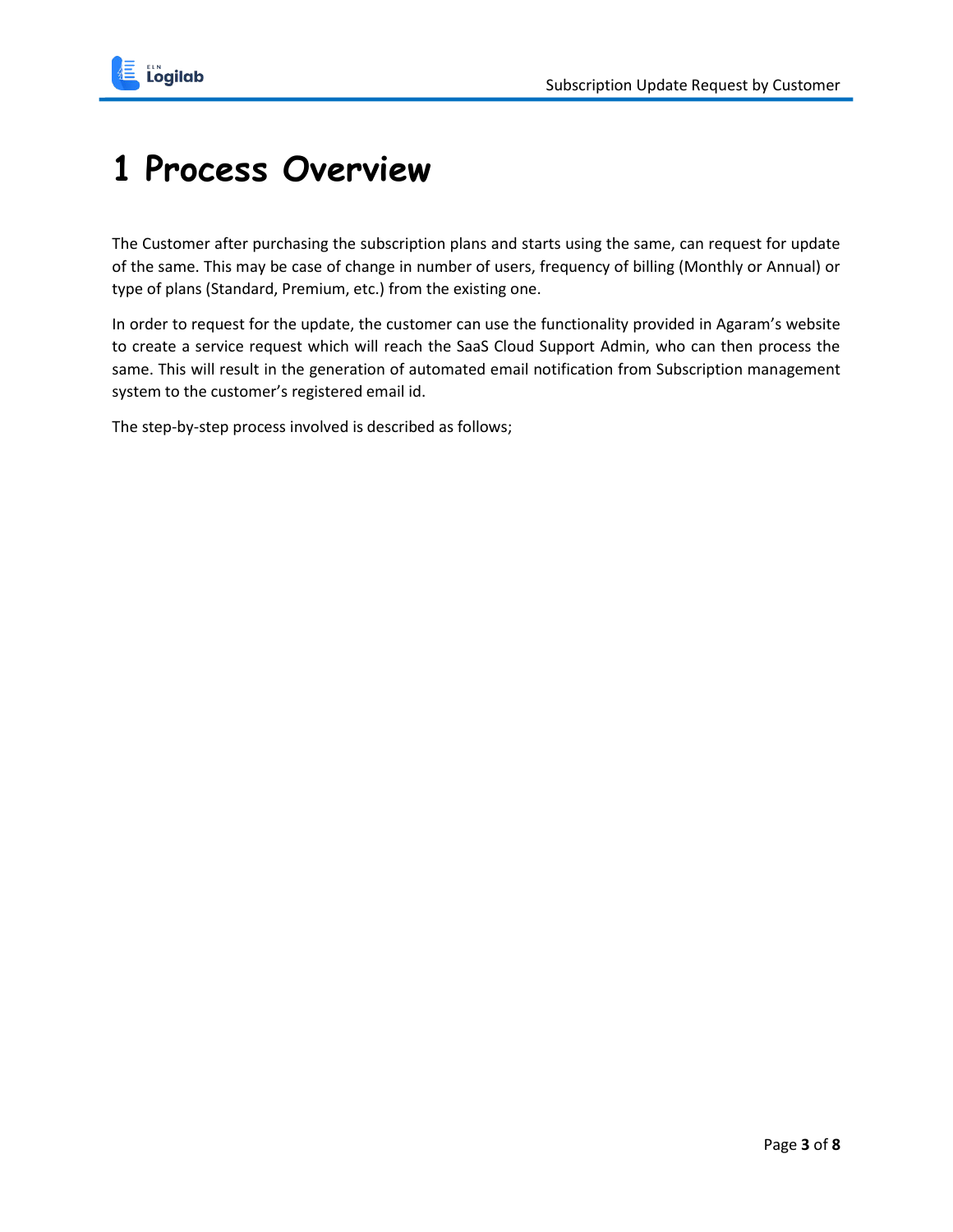# 1 Process Overview

The Customer after purchasing the subscription plans and starts using the same, can request for update of the same. This may be case of change in number of users, frequency of billing (Monthly or Annual) or type of plans (Standard, Premium, etc.) from the existing one.

In order to request for the update, the customer can use the functionality provided in Agaram's website to create a service request which will reach the SaaS Cloud Support Admin, who can then process the same. This will result in the generation of automated email notification from Subscription management system to the customer's registered email id.

The step-by-step process involved is described as follows;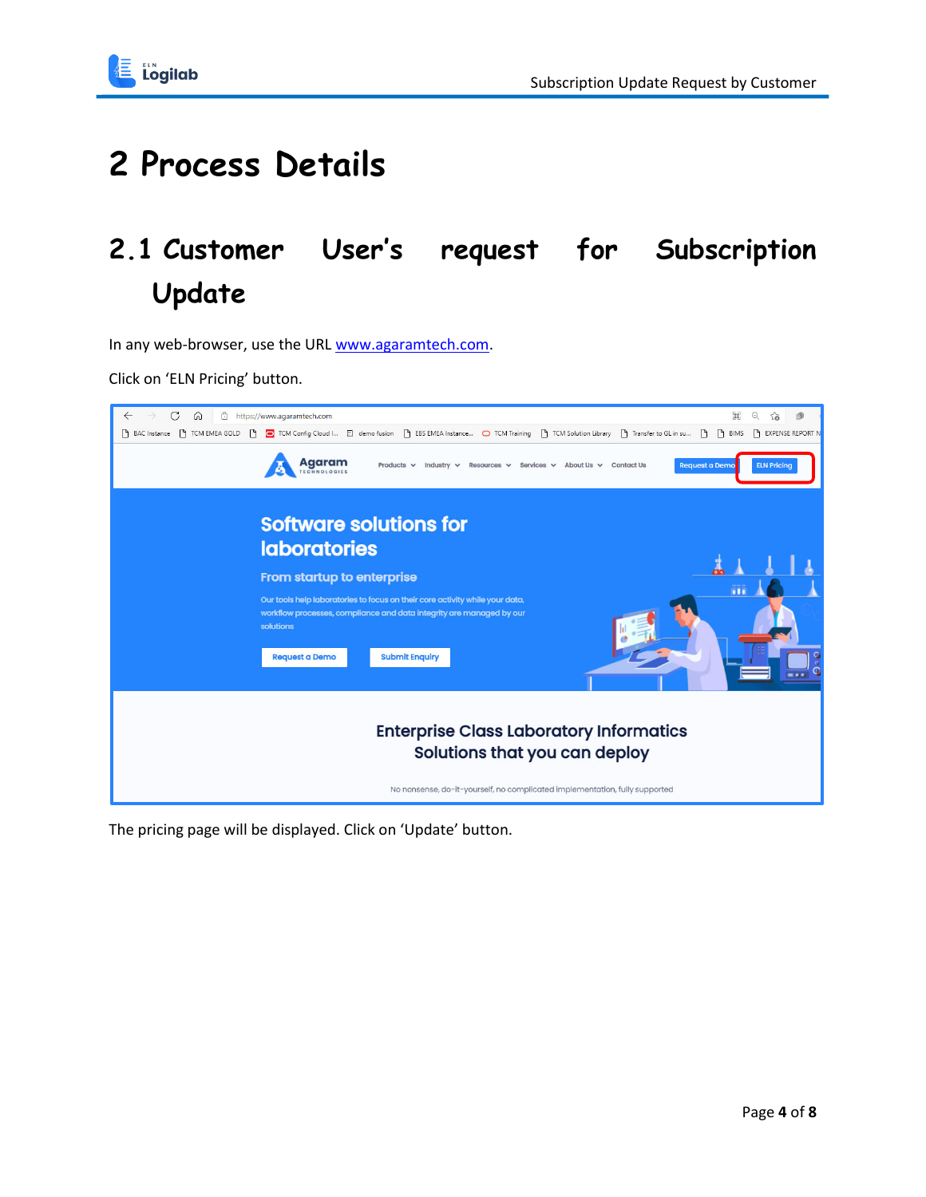# 2 Process Details

## 2.1 Customer User's request for Subscription Update

In any web-browser, use the URL [www.agaramtech.com](http://www.agaramtech.com).

Click on 'ELN Pricing' button.

The pricing page will be displayed. Click on 'Update' button.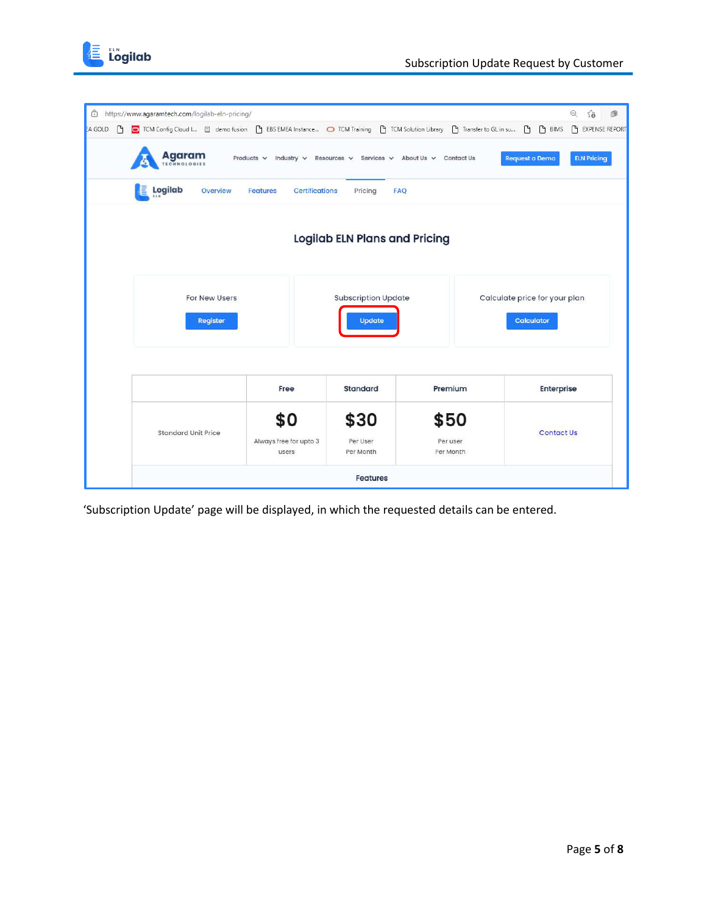'Subscription Update' page will be displayed, in which the requested details can be entered.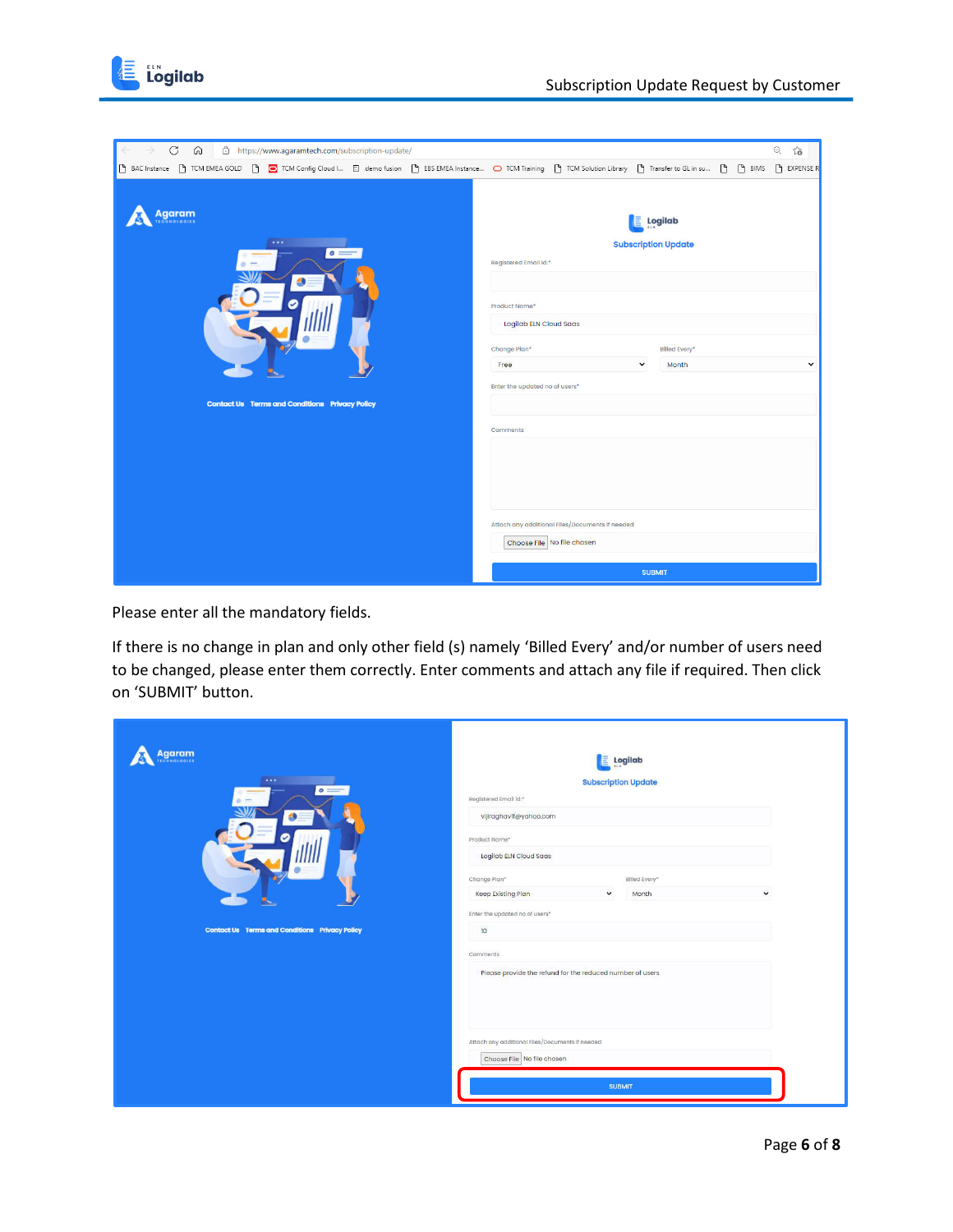Please enter all the mandatory fields.

If there is no change in plan and only other field (s) namely ‘Billed Every’ and/or number of users need to be changed, please enter them correctly. Enter comments and attach any file if required. Then click on ‘SUBMIT’ button.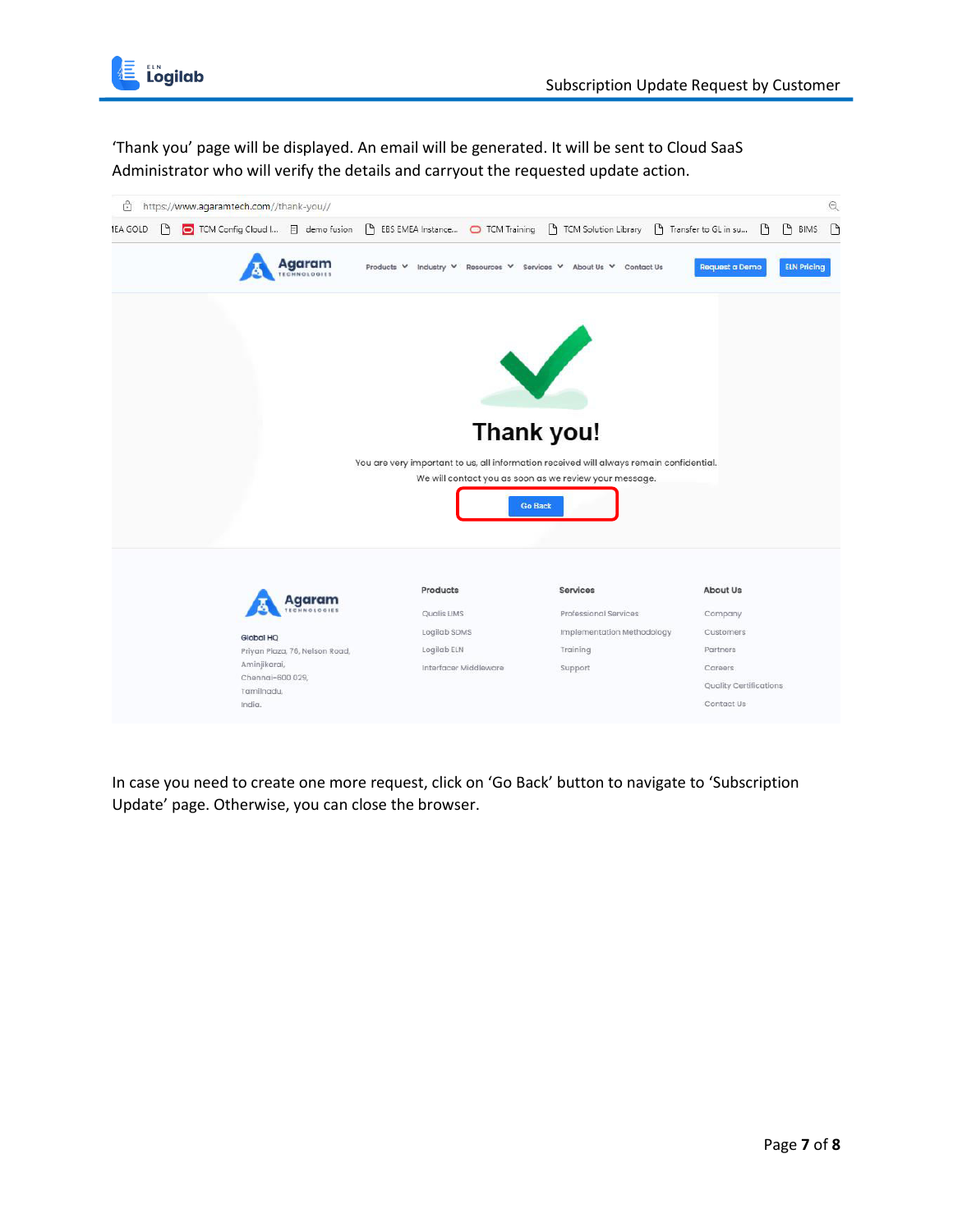‘Thank you’ page will be displayed. An email will be generated. It will be sent to Cloud SaaS Administrator who will verify the details and carryout the requested update action.

In case you need to create one more request, click on ‘Go Back’ button to navigate to ‘Subscription Update’ page. Otherwise, you can close the browser.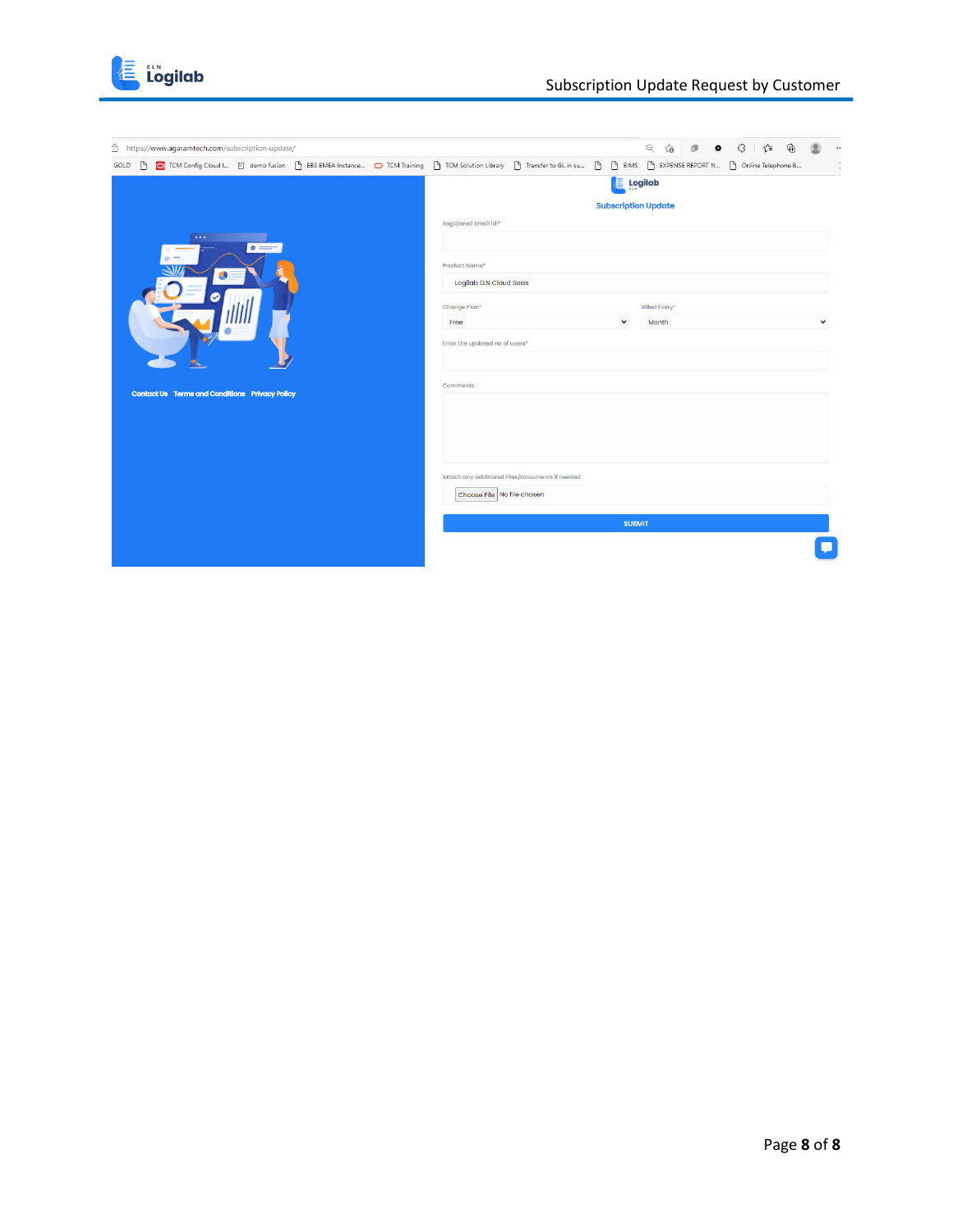https://www.agaramtech.com/subscription-update/

GOLD | TCM Config Cloud I... | demo fusion | EBS EMEA Instance... | TCM Training | TCM Solution Library | Transfer to GL in su... | BIMS | EXPENSE REPORT N... | Online Telephone B...

Contact Us Terms and Conditions Privacy Policy

Logilab

**Subscription Update**

Registered Email Id:*

Product Name*

Logilab ELN Cloud Saas

Change Plan*

Free

Billed Every*

Month

Enter the updated no of users*

Comments

Attach any additional Files/Documents if needed

Choose File No file chosen

SUBMIT